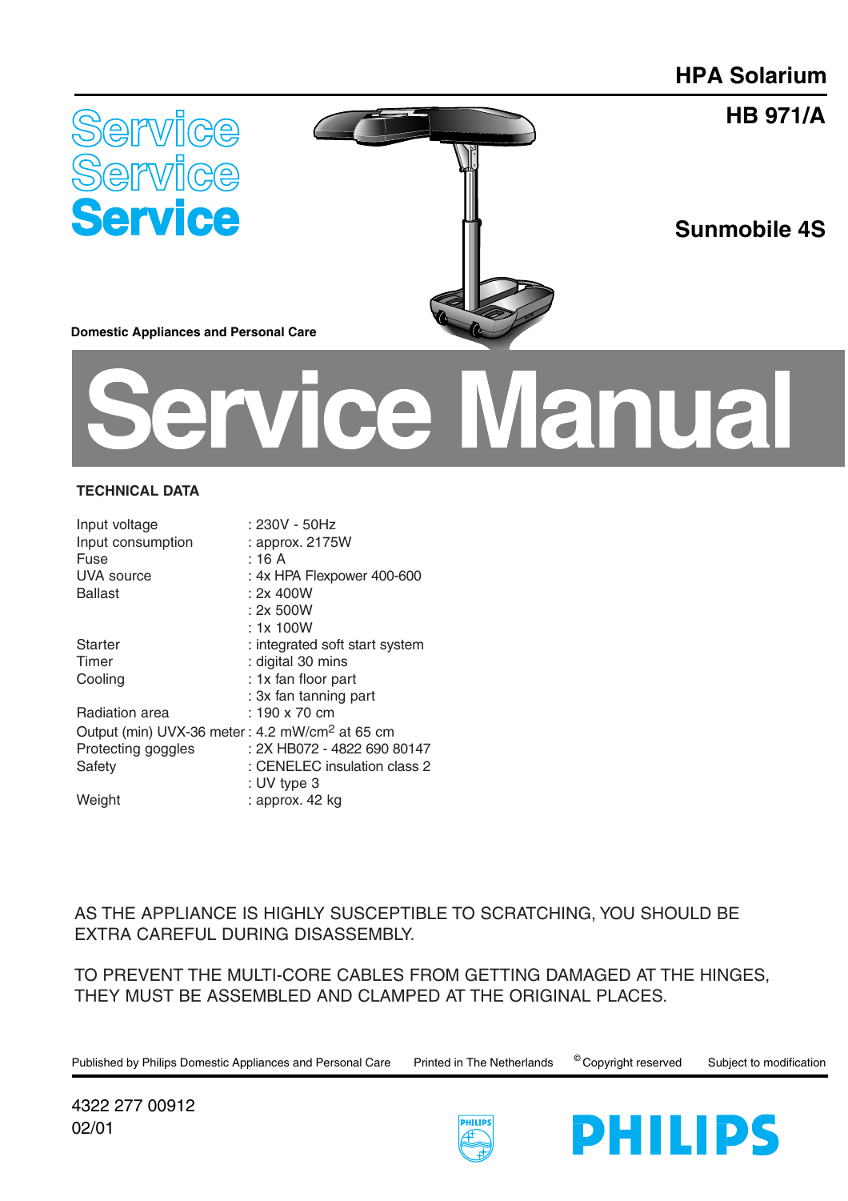# HPA Solarium

## HB 971/A

## Sunmobile 4S

Service
Service
Service

Domestic Appliances and Personal Care

# Service Manual

## TECHNICAL DATA

| | |
|---|---|
| Input voltage | : 230V - 50Hz |
| Input consumption | : approx. 2175W |
| Fuse | : 16 A |
| UVA source | : 4x HPA Flexpower 400-600 |
| Ballast | : 2x 400W |
| | : 2x 500W |
| | : 1x 100W |
| Starter | : integrated soft start system |
| Timer | : digital 30 mins |
| Cooling | : 1x fan floor part |
| | : 3x fan tanning part |
| Radiation area | : 190 x 70 cm |
| Output (min) UVX-36 meter | : 4.2 mW/cm$^2$ at 65 cm |
| Protecting goggles | : 2X HB072 - 4822 690 80147 |
| Safety | : CENELEC insulation class 2 |
| | : UV type 3 |
| Weight | : approx. 42 kg |

AS THE APPLIANCE IS HIGHLY SUSCEPTIBLE TO SCRATCHING, YOU SHOULD BE EXTRA CAREFUL DURING DISASSEMBLY.

TO PREVENT THE MULTI-CORE CABLES FROM GETTING DAMAGED AT THE HINGES, THEY MUST BE ASSEMBLED AND CLAMPED AT THE ORIGINAL PLACES.

Published by Philips Domestic Appliances and Personal Care    Printed in The Netherlands    © Copyright reserved    Subject to modification

4322 277 00912
02/01

PHILIPS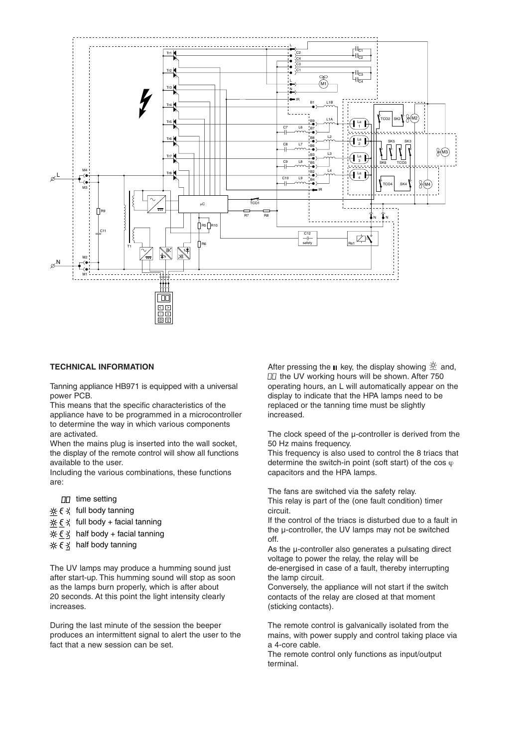## TECHNICAL INFORMATION

Tanning appliance HB971 is equipped with a universal power PCB.

This means that the specific characteristics of the appliance have to be programmed in a microcontroller to determine the way in which various components are activated.

When the mains plug is inserted into the wall socket, the display of the remote control will show all functions available to the user.

Including the various combinations, these functions are:

- time setting
- full body tanning
- full body + facial tanning
- half body + facial tanning
- half body tanning

The UV lamps may produce a humming sound just after start-up. This humming sound will stop as soon as the lamps burn properly, which is after about 20 seconds. At this point the light intensity clearly increases.

During the last minute of the session the beeper produces an intermittent signal to alert the user to the fact that a new session can be set.

After pressing the key, the display showing and, the UV working hours will be shown. After 750 operating hours, an L will automatically appear on the display to indicate that the HPA lamps need to be replaced or the tanning time must be slightly increased.

The clock speed of the µ-controller is derived from the 50 Hz mains frequency.

This frequency is also used to control the 8 triacs that determine the switch-in point (soft start) of the cos $\varphi$ capacitors and the HPA lamps.

The fans are switched via the safety relay.

This relay is part of the (one fault condition) timer circuit.

If the control of the triacs is disturbed due to a fault in the µ-controller, the UV lamps may not be switched off.

As the µ-controller also generates a pulsating direct voltage to power the relay, the relay will be de-energised in case of a fault, thereby interrupting the lamp circuit.

Conversely, the appliance will not start if the switch contacts of the relay are closed at that moment (sticking contacts).

The remote control is galvanically isolated from the mains, with power supply and control taking place via a 4-core cable.

The remote control only functions as input/output terminal.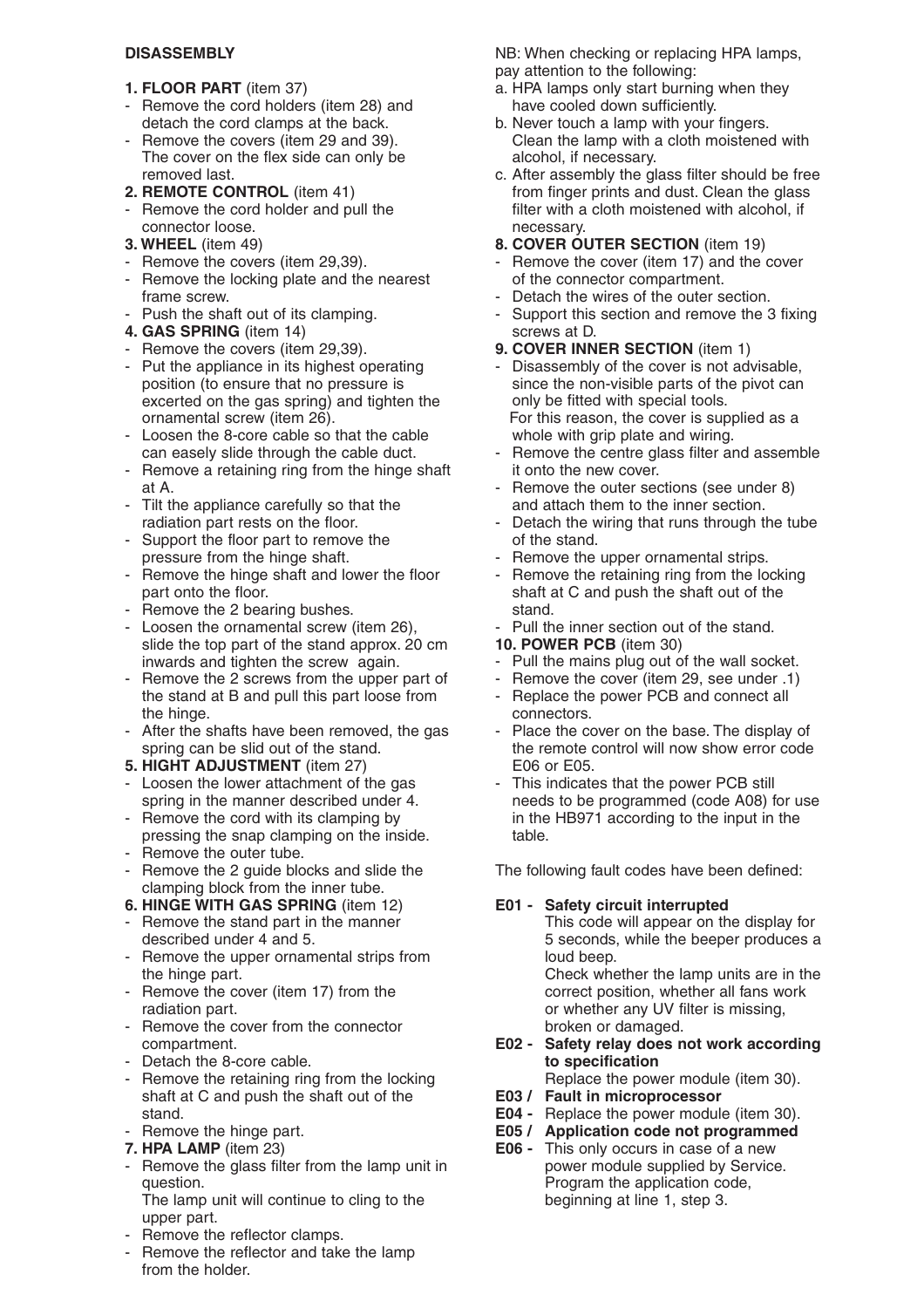**DISASSEMBLY**

**1. FLOOR PART** (item 37)
- Remove the cord holders (item 28) and detach the cord clamps at the back.
- Remove the covers (item 29 and 39). The cover on the flex side can only be removed last.

**2. REMOTE CONTROL** (item 41)
- Remove the cord holder and pull the connector loose.

**3. WHEEL** (item 49)
- Remove the covers (item 29,39).
- Remove the locking plate and the nearest frame screw.
- Push the shaft out of its clamping.

**4. GAS SPRING** (item 14)
- Remove the covers (item 29,39).
- Put the appliance in its highest operating position (to ensure that no pressure is excerted on the gas spring) and tighten the ornamental screw (item 26).
- Loosen the 8-core cable so that the cable can easely slide through the cable duct.
- Remove a retaining ring from the hinge shaft at A.
- Tilt the appliance carefully so that the radiation part rests on the floor.
- Support the floor part to remove the pressure from the hinge shaft.
- Remove the hinge shaft and lower the floor part onto the floor.
- Remove the 2 bearing bushes.
- Loosen the ornamental screw (item 26), slide the top part of the stand approx. 20 cm inwards and tighten the screw again.
- Remove the 2 screws from the upper part of the stand at B and pull this part loose from the hinge.
- After the shafts have been removed, the gas spring can be slid out of the stand.

**5. HIGHT ADJUSTMENT** (item 27)
- Loosen the lower attachment of the gas spring in the manner described under 4.
- Remove the cord with its clamping by pressing the snap clamping on the inside.
- Remove the outer tube.
- Remove the 2 guide blocks and slide the clamping block from the inner tube.

**6. HINGE WITH GAS SPRING** (item 12)
- Remove the stand part in the manner described under 4 and 5.
- Remove the upper ornamental strips from the hinge part.
- Remove the cover (item 17) from the radiation part.
- Remove the cover from the connector compartment.
- Detach the 8-core cable.
- Remove the retaining ring from the locking shaft at C and push the shaft out of the stand.
- Remove the hinge part.

**7. HPA LAMP** (item 23)
- Remove the glass filter from the lamp unit in question.
  The lamp unit will continue to cling to the upper part.
- Remove the reflector clamps.
- Remove the reflector and take the lamp from the holder.

NB: When checking or replacing HPA lamps, pay attention to the following:

a. HPA lamps only start burning when they have cooled down sufficiently.
b. Never touch a lamp with your fingers. Clean the lamp with a cloth moistened with alcohol, if necessary.
c. After assembly the glass filter should be free from finger prints and dust. Clean the glass filter with a cloth moistened with alcohol, if necessary.

**8. COVER OUTER SECTION** (item 19)
- Remove the cover (item 17) and the cover of the connector compartment.
- Detach the wires of the outer section.
- Support this section and remove the 3 fixing screws at D.

**9. COVER INNER SECTION** (item 1)
- Disassembly of the cover is not advisable, since the non-visible parts of the pivot can only be fitted with special tools.
  For this reason, the cover is supplied as a whole with grip plate and wiring.
- Remove the centre glass filter and assemble it onto the new cover.
- Remove the outer sections (see under 8) and attach them to the inner section.
- Detach the wiring that runs through the tube of the stand.
- Remove the upper ornamental strips.
- Remove the retaining ring from the locking shaft at C and push the shaft out of the stand.
- Pull the inner section out of the stand.

**10. POWER PCB** (item 30)
- Pull the mains plug out of the wall socket.
- Remove the cover (item 29, see under .1)
- Replace the power PCB and connect all connectors.
- Place the cover on the base. The display of the remote control will now show error code E06 or E05.
- This indicates that the power PCB still needs to be programmed (code A08) for use in the HB971 according to the input in the table.

The following fault codes have been defined:

**E01 - Safety circuit interrupted**
This code will appear on the display for 5 seconds, while the beeper produces a loud beep.
Check whether the lamp units are in the correct position, whether all fans work or whether any UV filter is missing, broken or damaged.

**E02 - Safety relay does not work according to specification**
Replace the power module (item 30).

**E03 / Fault in microprocessor**
**E04 -** Replace the power module (item 30).

**E05 / Application code not programmed**
**E06 -** This only occurs in case of a new power module supplied by Service. Program the application code, beginning at line 1, step 3.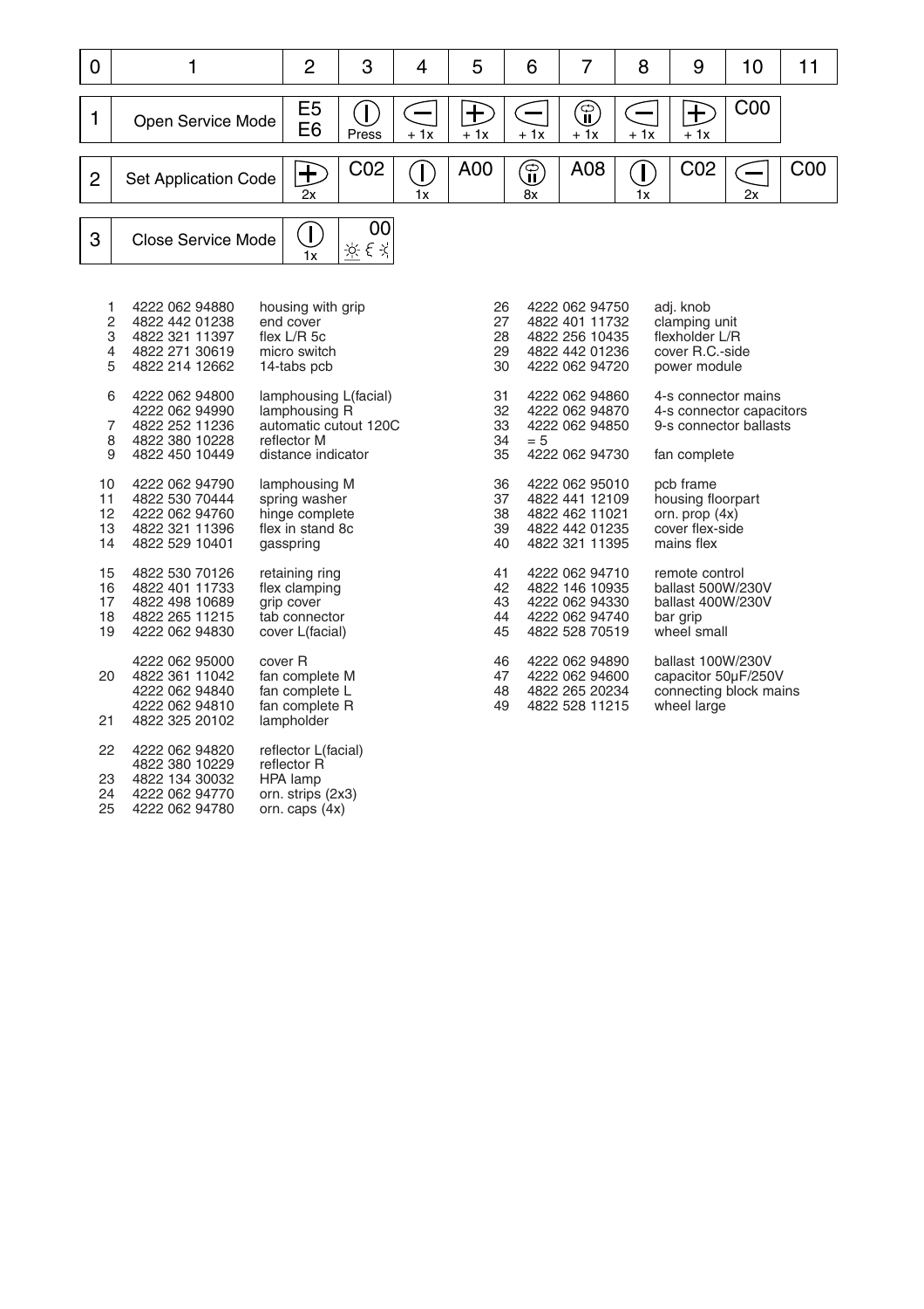| 0 | 1 | 2 | 3 | 4 | 5 | 6 | 7 | 8 | 9 | 10 | 11 |
|---|---|---|---|---|---|---|---|---|---|---|---|
| 1 | Open Service Mode | E5 E6 | (I) Press | (−) + 1x | (+) + 1x | (−) + 1x | (⏸) + 1x | (−) + 1x | (+) + 1x | C00 | |
| 2 | Set Application Code | (+) 2x | C02 | (I) 1x | A00 | (⏸) 8x | A08 | (I) 1x | C02 | (−) 2x | C00 |
| 3 | Close Service Mode | (I) 1x | 00 | | | | | | | | |

| No. | Code | Description |
|---|---|---|
| 1 | 4222 062 94880 | housing with grip |
| 2 | 4822 442 01238 | end cover |
| 3 | 4822 321 11397 | flex L/R 5c |
| 4 | 4822 271 30619 | micro switch |
| 5 | 4822 214 12662 | 14-tabs pcb |
| 6 | 4222 062 94800 | lamphousing L(facial) |
| | 4222 062 94990 | lamphousing R |
| 7 | 4822 252 11236 | automatic cutout 120C |
| 8 | 4822 380 10228 | reflector M |
| 9 | 4822 450 10449 | distance indicator |
| 10 | 4222 062 94790 | lamphousing M |
| 11 | 4822 530 70444 | spring washer |
| 12 | 4222 062 94760 | hinge complete |
| 13 | 4822 321 11396 | flex in stand 8c |
| 14 | 4822 529 10401 | gasspring |
| 15 | 4822 530 70126 | retaining ring |
| 16 | 4822 401 11733 | flex clamping |
| 17 | 4822 498 10689 | grip cover |
| 18 | 4822 265 11215 | tab connector |
| 19 | 4222 062 94830 | cover L(facial) |
| | 4222 062 95000 | cover R |
| 20 | 4822 361 11042 | fan complete M |
| | 4222 062 94840 | fan complete L |
| | 4222 062 94810 | fan complete R |
| 21 | 4822 325 20102 | lampholder |
| 22 | 4222 062 94820 | reflector L(facial) |
| | 4822 380 10229 | reflector R |
| 23 | 4822 134 30032 | HPA lamp |
| 24 | 4222 062 94770 | orn. strips (2x3) |
| 25 | 4222 062 94780 | orn. caps (4x) |
| 26 | 4222 062 94750 | adj. knob |
| 27 | 4822 401 11732 | clamping unit |
| 28 | 4822 256 10435 | flexholder L/R |
| 29 | 4822 442 01236 | cover R.C.-side |
| 30 | 4222 062 94720 | power module |
| 31 | 4222 062 94860 | 4-s connector mains |
| 32 | 4222 062 94870 | 4-s connector capacitors |
| 33 | 4222 062 94850 | 9-s connector ballasts |
| 34 | = 5 | |
| 35 | 4222 062 94730 | fan complete |
| 36 | 4222 062 95010 | pcb frame |
| 37 | 4822 441 12109 | housing floorpart |
| 38 | 4822 462 11021 | orn. prop (4x) |
| 39 | 4822 442 01235 | cover flex-side |
| 40 | 4822 321 11395 | mains flex |
| 41 | 4222 062 94710 | remote control |
| 42 | 4822 146 10935 | ballast 500W/230V |
| 43 | 4222 062 94330 | ballast 400W/230V |
| 44 | 4222 062 94740 | bar grip |
| 45 | 4822 528 70519 | wheel small |
| 46 | 4222 062 94890 | ballast 100W/230V |
| 47 | 4222 062 94600 | capacitor 50µF/250V |
| 48 | 4822 265 20234 | connecting block mains |
| 49 | 4822 528 11215 | wheel large |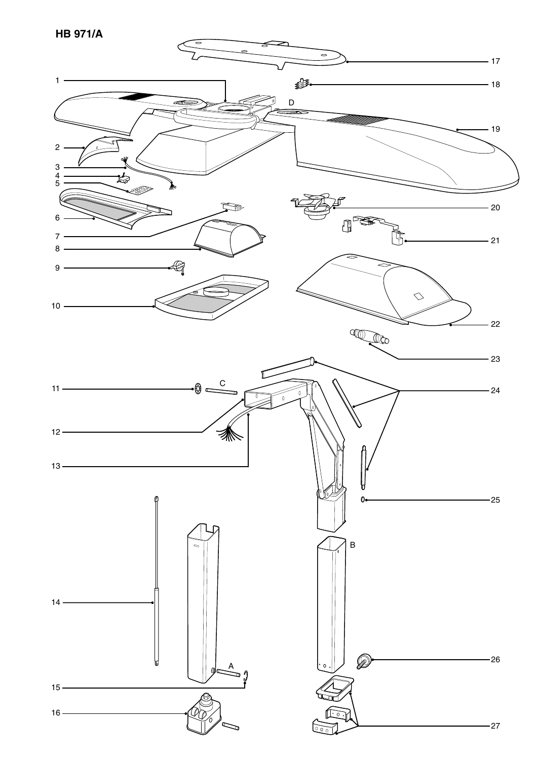**HB 971/A**

1
2
3
4
5
6
7
8
9
10
11
12
13
14
15
16
17
18
19
20
21
22
23
24
25
26
27

A
B
C
D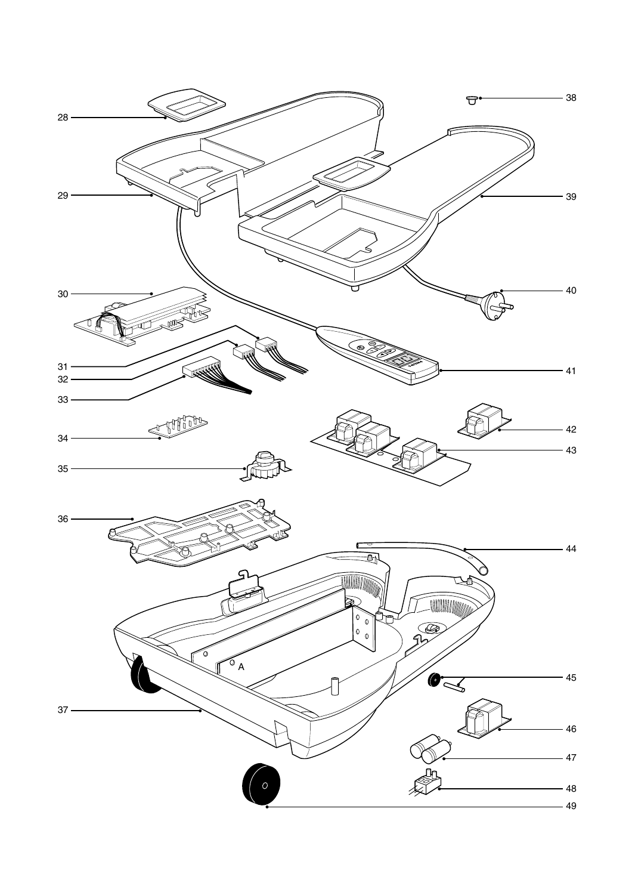28

29

30

31

32

33

34

35

36

37

38

39

40

41

42

43

44

45

46

47

48

49

A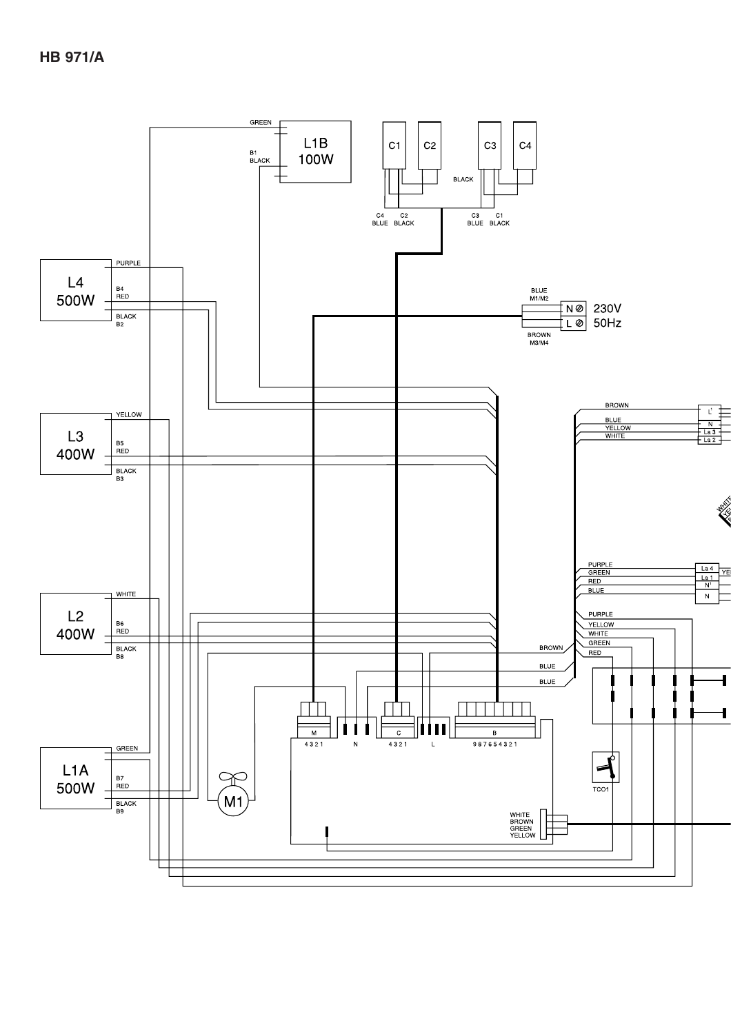# HB 971/A

GREEN

L1B
100W

B1
BLACK

C1 C2 C3 C4

BLACK

C4 BLUE C2 BLACK C3 BLUE C1 BLACK

L4
500W

PURPLE
B4
RED
BLACK
B2

BLUE
M1/M2
N 230V
L 50Hz
BROWN
M3/M4

L3
400W

YELLOW
B5
RED
BLACK
B3

BROWN
BLUE
YELLOW
WHITE

L'
N
La 3
La 2

PURPLE
GREEN
RED
BLUE

La 4
La 1
N'
N

L2
400W

WHITE
B6
RED
BLACK
B8

PURPLE
YELLOW
WHITE
GREEN
RED

BROWN
BLUE
BLUE

M 4 3 2 1
N
C 4 3 2 1
L
B 9 8 7 6 5 4 3 2 1

L1A
500W

GREEN
B7
RED
BLACK
B9

M1

TCO1

WHITE
BROWN
GREEN
YELLOW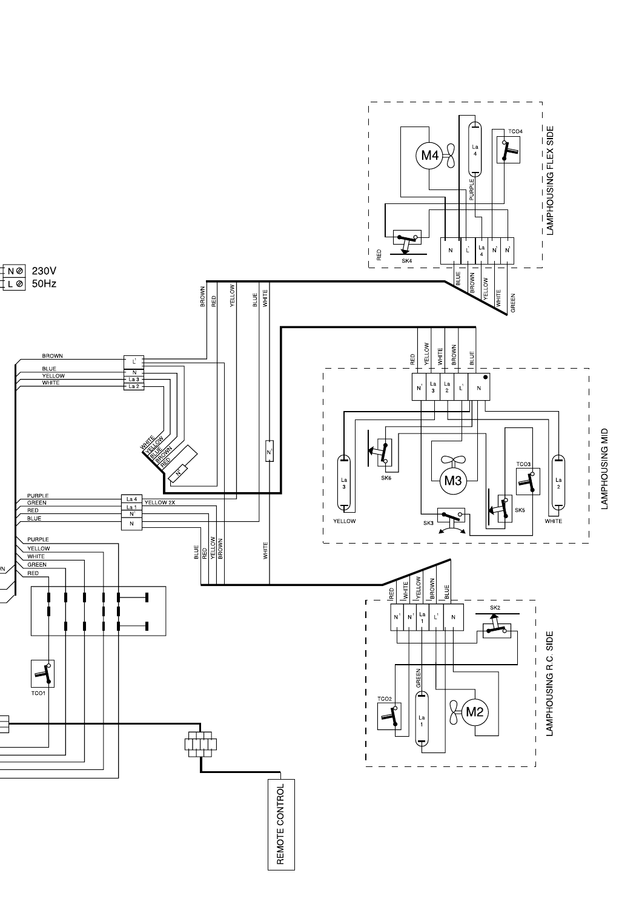N
L
230V
50Hz

BROWN
BLUE
YELLOW
WHITE
L'
N
La 3
La 2

WHITE
YELLOW
BLUE
BROWN
RED
N'

BROWN
RED
YELLOW
BLUE
WHITE

N'

PURPLE
GREEN
RED
BLUE
La 4
La 1
N'
N
YELLOW 2X

PURPLE
YELLOW
WHITE
GREEN
RED

BLUE
RED
YELLOW
BROWN
WHITE

TCO1

REMOTE CONTROL

M4
La 4
TCO4
PURPLE
RED
SK4
N
L'
La 4
N'
N'
BLUE
BROWN
YELLOW
WHITE
GREEN
LAMPHOUSING FLEX SIDE

RED
YELLOW
WHITE
BROWN
BLUE
N'
La 3
La 2
L'
N
La 3
YELLOW
SK6
M3
SK3
SK5
TCO3
La 2
WHITE
LAMPHOUSING MID

RED
WHITE
YELLOW
BROWN
BLUE
N'
N'
La 1
L'
N
SK2
GREEN
TCO2
La 1
M2
LAMPHOUSING R.C. SIDE